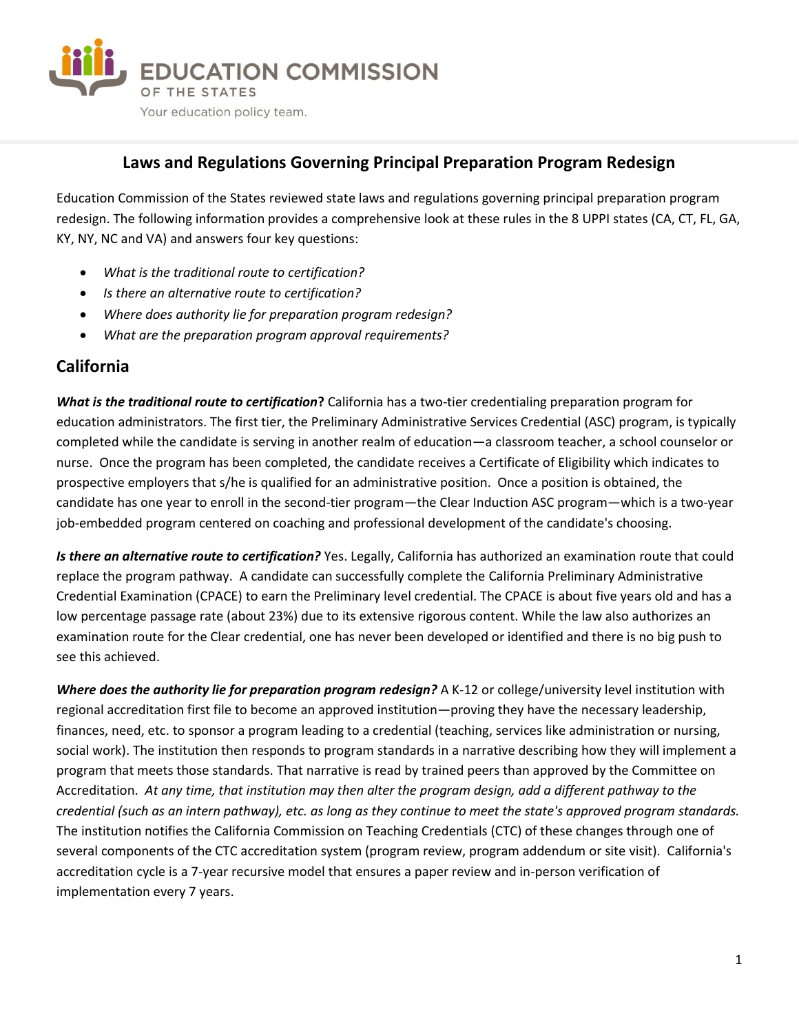EDUCATION COMMISSION OF THE STATES

Your education policy team.

# Laws and Regulations Governing Principal Preparation Program Redesign

Education Commission of the States reviewed state laws and regulations governing principal preparation program redesign. The following information provides a comprehensive look at these rules in the 8 UPPI states (CA, CT, FL, GA, KY, NY, NC and VA) and answers four key questions:

- *What is the traditional route to certification?*
- *Is there an alternative route to certification?*
- *Where does authority lie for preparation program redesign?*
- *What are the preparation program approval requirements?*

## California

***What is the traditional route to certification*?** California has a two-tier credentialing preparation program for education administrators. The first tier, the Preliminary Administrative Services Credential (ASC) program, is typically completed while the candidate is serving in another realm of education—a classroom teacher, a school counselor or nurse. Once the program has been completed, the candidate receives a Certificate of Eligibility which indicates to prospective employers that s/he is qualified for an administrative position. Once a position is obtained, the candidate has one year to enroll in the second-tier program—the Clear Induction ASC program—which is a two-year job-embedded program centered on coaching and professional development of the candidate's choosing.

***Is there an alternative route to certification?*** Yes. Legally, California has authorized an examination route that could replace the program pathway. A candidate can successfully complete the California Preliminary Administrative Credential Examination (CPACE) to earn the Preliminary level credential. The CPACE is about five years old and has a low percentage passage rate (about 23%) due to its extensive rigorous content. While the law also authorizes an examination route for the Clear credential, one has never been developed or identified and there is no big push to see this achieved.

***Where does the authority lie for preparation program redesign?*** A K-12 or college/university level institution with regional accreditation first file to become an approved institution—proving they have the necessary leadership, finances, need, etc. to sponsor a program leading to a credential (teaching, services like administration or nursing, social work). The institution then responds to program standards in a narrative describing how they will implement a program that meets those standards. That narrative is read by trained peers than approved by the Committee on Accreditation. *At any time, that institution may then alter the program design, add a different pathway to the credential (such as an intern pathway), etc. as long as they continue to meet the state's approved program standards.* The institution notifies the California Commission on Teaching Credentials (CTC) of these changes through one of several components of the CTC accreditation system (program review, program addendum or site visit). California's accreditation cycle is a 7-year recursive model that ensures a paper review and in-person verification of implementation every 7 years.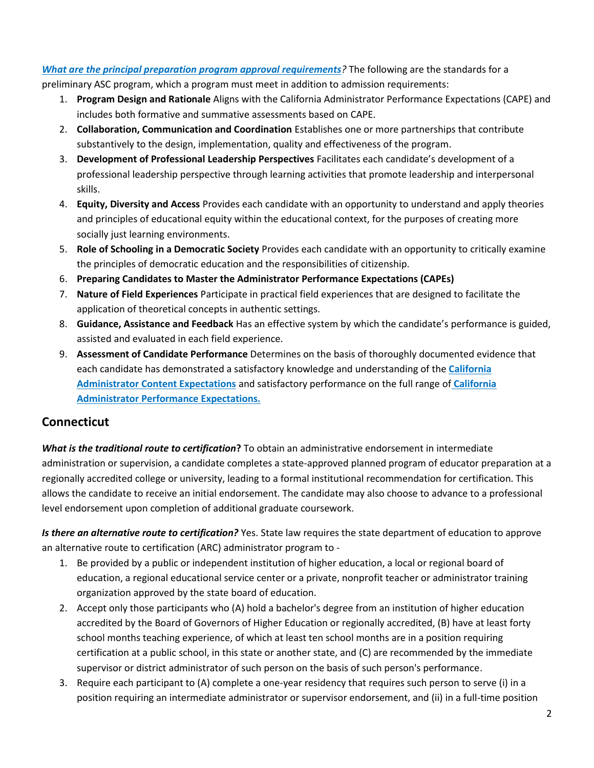***What are the principal preparation program approval requirements?*** The following are the standards for a preliminary ASC program, which a program must meet in addition to admission requirements:

1. **Program Design and Rationale** Aligns with the California Administrator Performance Expectations (CAPE) and includes both formative and summative assessments based on CAPE.
2. **Collaboration, Communication and Coordination** Establishes one or more partnerships that contribute substantively to the design, implementation, quality and effectiveness of the program.
3. **Development of Professional Leadership Perspectives** Facilitates each candidate's development of a professional leadership perspective through learning activities that promote leadership and interpersonal skills.
4. **Equity, Diversity and Access** Provides each candidate with an opportunity to understand and apply theories and principles of educational equity within the educational context, for the purposes of creating more socially just learning environments.
5. **Role of Schooling in a Democratic Society** Provides each candidate with an opportunity to critically examine the principles of democratic education and the responsibilities of citizenship.
6. **Preparing Candidates to Master the Administrator Performance Expectations (CAPEs)**
7. **Nature of Field Experiences** Participate in practical field experiences that are designed to facilitate the application of theoretical concepts in authentic settings.
8. **Guidance, Assistance and Feedback** Has an effective system by which the candidate's performance is guided, assisted and evaluated in each field experience.
9. **Assessment of Candidate Performance** Determines on the basis of thoroughly documented evidence that each candidate has demonstrated a satisfactory knowledge and understanding of the **California Administrator Content Expectations** and satisfactory performance on the full range of **California Administrator Performance Expectations.**

## Connecticut

***What is the traditional route to certification?*** To obtain an administrative endorsement in intermediate administration or supervision, a candidate completes a state-approved planned program of educator preparation at a regionally accredited college or university, leading to a formal institutional recommendation for certification. This allows the candidate to receive an initial endorsement. The candidate may also choose to advance to a professional level endorsement upon completion of additional graduate coursework.

***Is there an alternative route to certification?*** Yes. State law requires the state department of education to approve an alternative route to certification (ARC) administrator program to -

1. Be provided by a public or independent institution of higher education, a local or regional board of education, a regional educational service center or a private, nonprofit teacher or administrator training organization approved by the state board of education.
2. Accept only those participants who (A) hold a bachelor's degree from an institution of higher education accredited by the Board of Governors of Higher Education or regionally accredited, (B) have at least forty school months teaching experience, of which at least ten school months are in a position requiring certification at a public school, in this state or another state, and (C) are recommended by the immediate supervisor or district administrator of such person on the basis of such person's performance.
3. Require each participant to (A) complete a one-year residency that requires such person to serve (i) in a position requiring an intermediate administrator or supervisor endorsement, and (ii) in a full-time position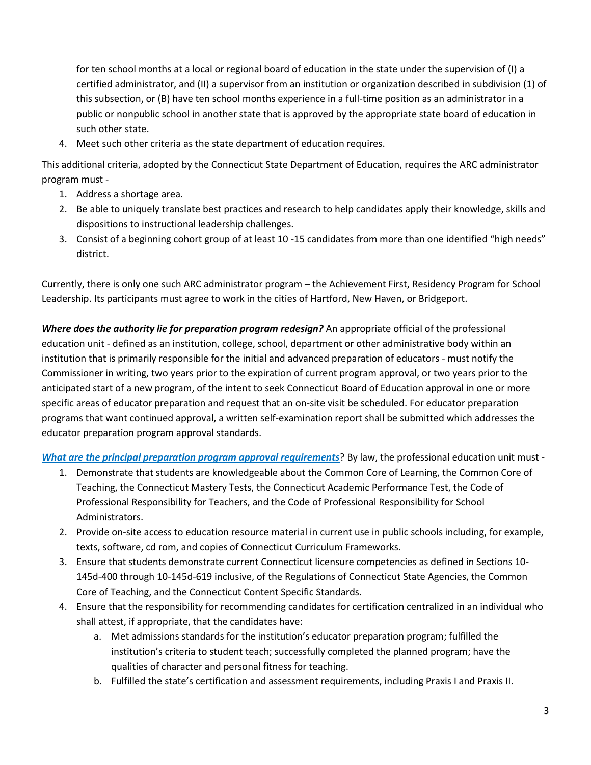for ten school months at a local or regional board of education in the state under the supervision of (I) a certified administrator, and (II) a supervisor from an institution or organization described in subdivision (1) of this subsection, or (B) have ten school months experience in a full-time position as an administrator in a public or nonpublic school in another state that is approved by the appropriate state board of education in such other state.

4. Meet such other criteria as the state department of education requires.

This additional criteria, adopted by the Connecticut State Department of Education, requires the ARC administrator program must -

1. Address a shortage area.
2. Be able to uniquely translate best practices and research to help candidates apply their knowledge, skills and dispositions to instructional leadership challenges.
3. Consist of a beginning cohort group of at least 10 -15 candidates from more than one identified "high needs" district.

Currently, there is only one such ARC administrator program – the Achievement First, Residency Program for School Leadership. Its participants must agree to work in the cities of Hartford, New Haven, or Bridgeport.

***Where does the authority lie for preparation program redesign?*** An appropriate official of the professional education unit - defined as an institution, college, school, department or other administrative body within an institution that is primarily responsible for the initial and advanced preparation of educators - must notify the Commissioner in writing, two years prior to the expiration of current program approval, or two years prior to the anticipated start of a new program, of the intent to seek Connecticut Board of Education approval in one or more specific areas of educator preparation and request that an on-site visit be scheduled. For educator preparation programs that want continued approval, a written self-examination report shall be submitted which addresses the educator preparation program approval standards.

***What are the principal preparation program approval requirements***? By law, the professional education unit must -

1. Demonstrate that students are knowledgeable about the Common Core of Learning, the Common Core of Teaching, the Connecticut Mastery Tests, the Connecticut Academic Performance Test, the Code of Professional Responsibility for Teachers, and the Code of Professional Responsibility for School Administrators.
2. Provide on-site access to education resource material in current use in public schools including, for example, texts, software, cd rom, and copies of Connecticut Curriculum Frameworks.
3. Ensure that students demonstrate current Connecticut licensure competencies as defined in Sections 10-145d-400 through 10-145d-619 inclusive, of the Regulations of Connecticut State Agencies, the Common Core of Teaching, and the Connecticut Content Specific Standards.
4. Ensure that the responsibility for recommending candidates for certification centralized in an individual who shall attest, if appropriate, that the candidates have:
   a. Met admissions standards for the institution's educator preparation program; fulfilled the institution's criteria to student teach; successfully completed the planned program; have the qualities of character and personal fitness for teaching.
   b. Fulfilled the state's certification and assessment requirements, including Praxis I and Praxis II.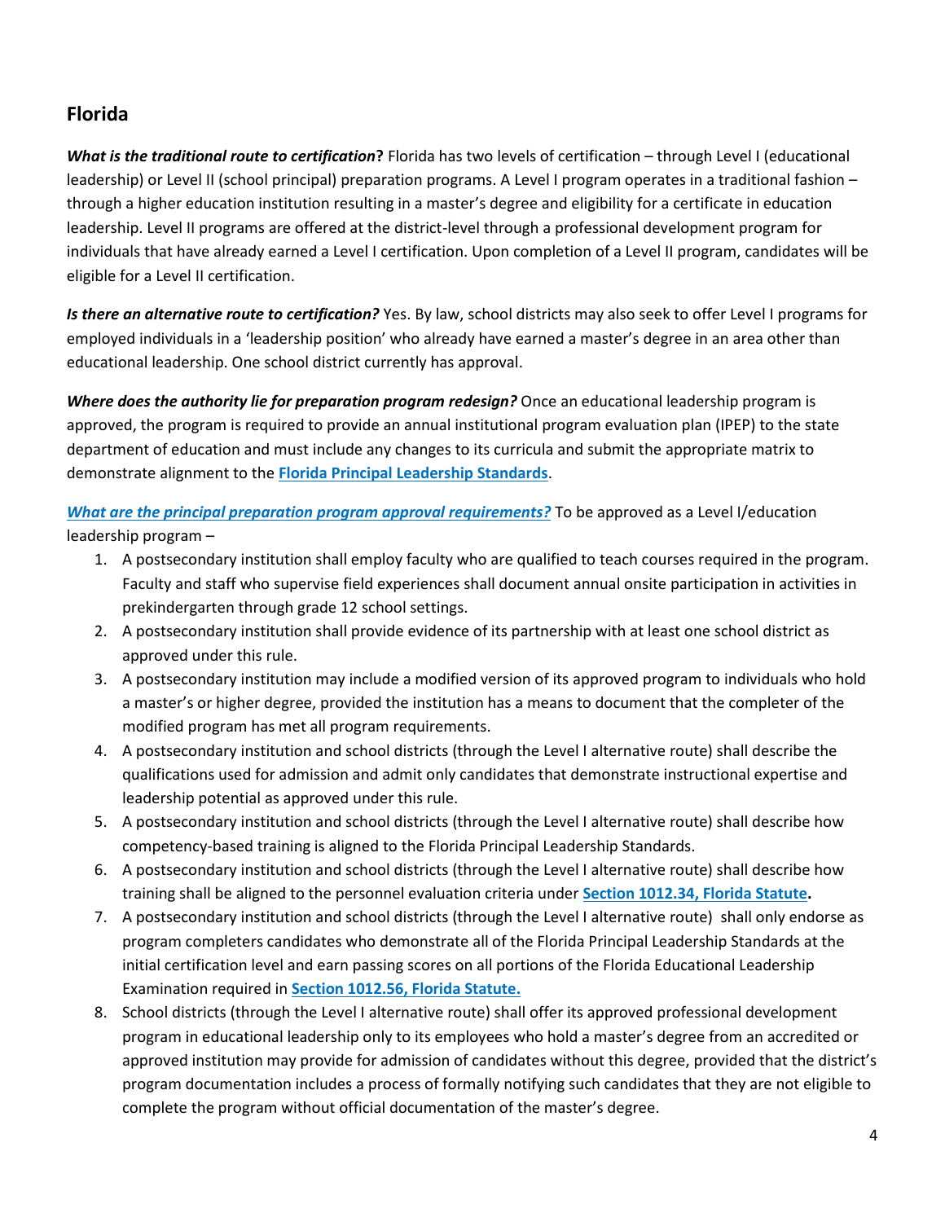## Florida

***What is the traditional route to certification*?** Florida has two levels of certification – through Level I (educational leadership) or Level II (school principal) preparation programs. A Level I program operates in a traditional fashion – through a higher education institution resulting in a master's degree and eligibility for a certificate in education leadership. Level II programs are offered at the district-level through a professional development program for individuals that have already earned a Level I certification. Upon completion of a Level II program, candidates will be eligible for a Level II certification.

***Is there an alternative route to certification?*** Yes. By law, school districts may also seek to offer Level I programs for employed individuals in a 'leadership position' who already have earned a master's degree in an area other than educational leadership. One school district currently has approval.

***Where does the authority lie for preparation program redesign?*** Once an educational leadership program is approved, the program is required to provide an annual institutional program evaluation plan (IPEP) to the state department of education and must include any changes to its curricula and submit the appropriate matrix to demonstrate alignment to the **Florida Principal Leadership Standards**.

***What are the principal preparation program approval requirements?*** To be approved as a Level I/education leadership program –

1. A postsecondary institution shall employ faculty who are qualified to teach courses required in the program. Faculty and staff who supervise field experiences shall document annual onsite participation in activities in prekindergarten through grade 12 school settings.
2. A postsecondary institution shall provide evidence of its partnership with at least one school district as approved under this rule.
3. A postsecondary institution may include a modified version of its approved program to individuals who hold a master's or higher degree, provided the institution has a means to document that the completer of the modified program has met all program requirements.
4. A postsecondary institution and school districts (through the Level I alternative route) shall describe the qualifications used for admission and admit only candidates that demonstrate instructional expertise and leadership potential as approved under this rule.
5. A postsecondary institution and school districts (through the Level I alternative route) shall describe how competency-based training is aligned to the Florida Principal Leadership Standards.
6. A postsecondary institution and school districts (through the Level I alternative route) shall describe how training shall be aligned to the personnel evaluation criteria under **Section 1012.34, Florida Statute.**
7. A postsecondary institution and school districts (through the Level I alternative route) shall only endorse as program completers candidates who demonstrate all of the Florida Principal Leadership Standards at the initial certification level and earn passing scores on all portions of the Florida Educational Leadership Examination required in **Section 1012.56, Florida Statute.**
8. School districts (through the Level I alternative route) shall offer its approved professional development program in educational leadership only to its employees who hold a master's degree from an accredited or approved institution may provide for admission of candidates without this degree, provided that the district's program documentation includes a process of formally notifying such candidates that they are not eligible to complete the program without official documentation of the master's degree.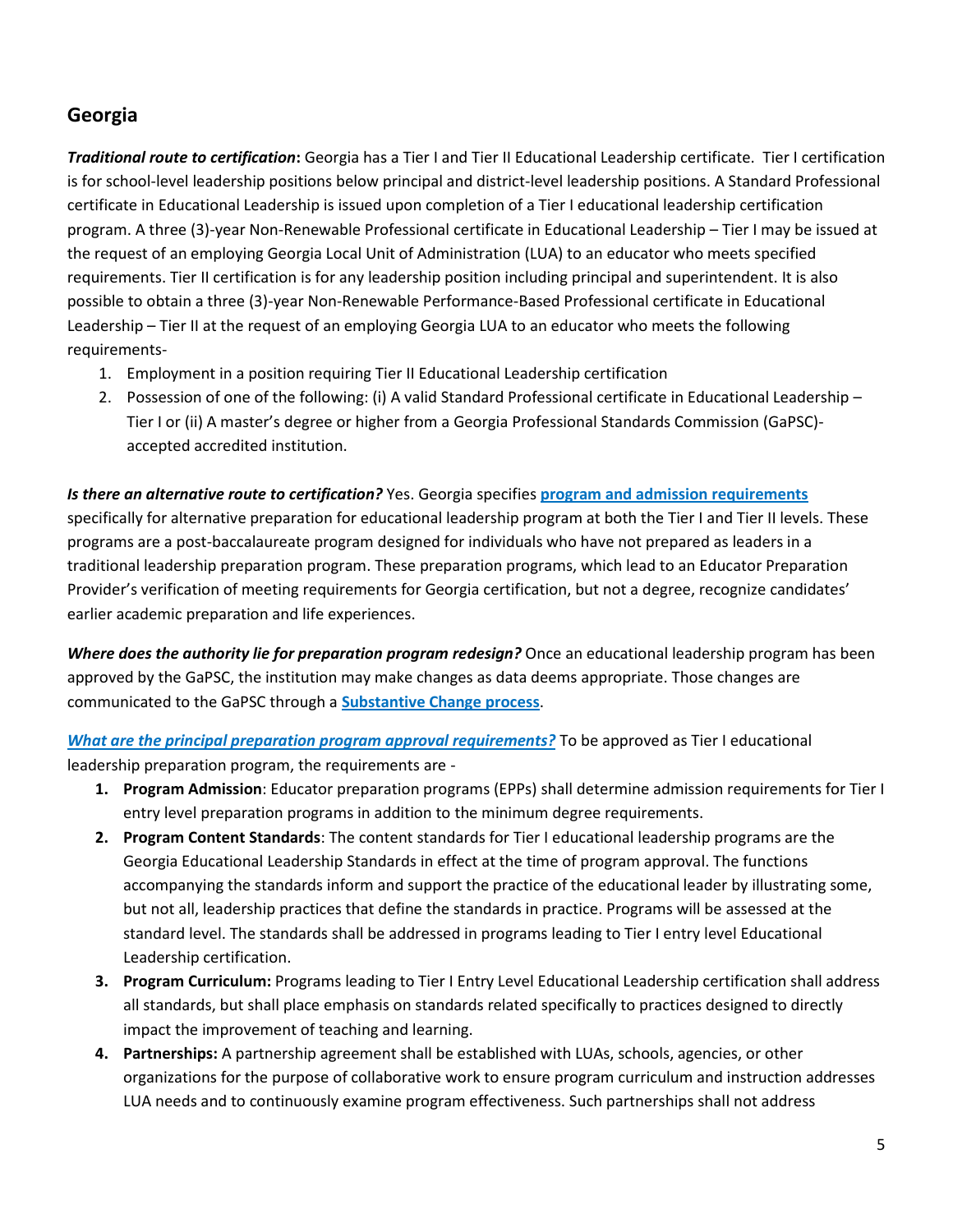## Georgia

***Traditional route to certification*:** Georgia has a Tier I and Tier II Educational Leadership certificate. Tier I certification is for school-level leadership positions below principal and district-level leadership positions. A Standard Professional certificate in Educational Leadership is issued upon completion of a Tier I educational leadership certification program. A three (3)-year Non-Renewable Professional certificate in Educational Leadership – Tier I may be issued at the request of an employing Georgia Local Unit of Administration (LUA) to an educator who meets specified requirements. Tier II certification is for any leadership position including principal and superintendent. It is also possible to obtain a three (3)-year Non-Renewable Performance-Based Professional certificate in Educational Leadership – Tier II at the request of an employing Georgia LUA to an educator who meets the following requirements-

1. Employment in a position requiring Tier II Educational Leadership certification
2. Possession of one of the following: (i) A valid Standard Professional certificate in Educational Leadership – Tier I or (ii) A master's degree or higher from a Georgia Professional Standards Commission (GaPSC)-accepted accredited institution.

***Is there an alternative route to certification?*** Yes. Georgia specifies **program and admission requirements** specifically for alternative preparation for educational leadership program at both the Tier I and Tier II levels. These programs are a post-baccalaureate program designed for individuals who have not prepared as leaders in a traditional leadership preparation program. These preparation programs, which lead to an Educator Preparation Provider's verification of meeting requirements for Georgia certification, but not a degree, recognize candidates' earlier academic preparation and life experiences.

***Where does the authority lie for preparation program redesign?*** Once an educational leadership program has been approved by the GaPSC, the institution may make changes as data deems appropriate. Those changes are communicated to the GaPSC through a **Substantive Change process**.

***What are the principal preparation program approval requirements?*** To be approved as Tier I educational leadership preparation program, the requirements are -

1. **Program Admission**: Educator preparation programs (EPPs) shall determine admission requirements for Tier I entry level preparation programs in addition to the minimum degree requirements.
2. **Program Content Standards**: The content standards for Tier I educational leadership programs are the Georgia Educational Leadership Standards in effect at the time of program approval. The functions accompanying the standards inform and support the practice of the educational leader by illustrating some, but not all, leadership practices that define the standards in practice. Programs will be assessed at the standard level. The standards shall be addressed in programs leading to Tier I entry level Educational Leadership certification.
3. **Program Curriculum:** Programs leading to Tier I Entry Level Educational Leadership certification shall address all standards, but shall place emphasis on standards related specifically to practices designed to directly impact the improvement of teaching and learning.
4. **Partnerships:** A partnership agreement shall be established with LUAs, schools, agencies, or other organizations for the purpose of collaborative work to ensure program curriculum and instruction addresses LUA needs and to continuously examine program effectiveness. Such partnerships shall not address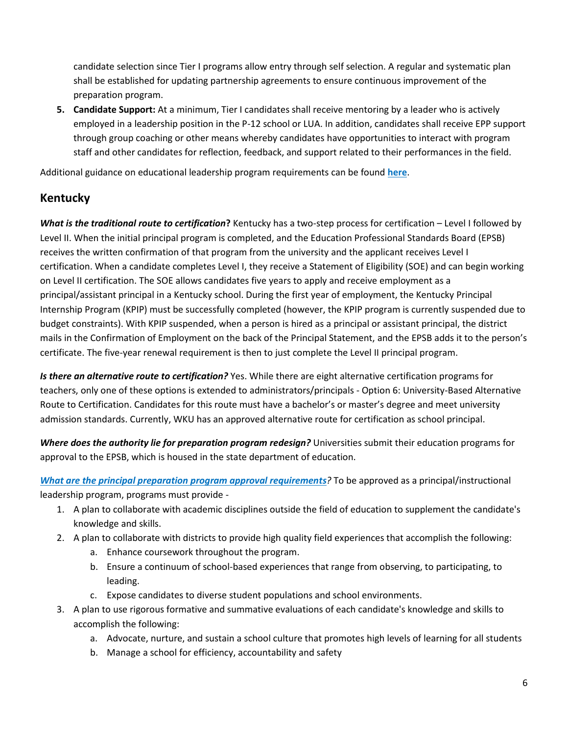candidate selection since Tier I programs allow entry through self selection. A regular and systematic plan shall be established for updating partnership agreements to ensure continuous improvement of the preparation program.

5. **Candidate Support:** At a minimum, Tier I candidates shall receive mentoring by a leader who is actively employed in a leadership position in the P-12 school or LUA. In addition, candidates shall receive EPP support through group coaching or other means whereby candidates have opportunities to interact with program staff and other candidates for reflection, feedback, and support related to their performances in the field.

Additional guidance on educational leadership program requirements can be found **here**.

## Kentucky

***What is the traditional route to certification*?** Kentucky has a two-step process for certification – Level I followed by Level II. When the initial principal program is completed, and the Education Professional Standards Board (EPSB) receives the written confirmation of that program from the university and the applicant receives Level I certification. When a candidate completes Level I, they receive a Statement of Eligibility (SOE) and can begin working on Level II certification. The SOE allows candidates five years to apply and receive employment as a principal/assistant principal in a Kentucky school. During the first year of employment, the Kentucky Principal Internship Program (KPIP) must be successfully completed (however, the KPIP program is currently suspended due to budget constraints). With KPIP suspended, when a person is hired as a principal or assistant principal, the district mails in the Confirmation of Employment on the back of the Principal Statement, and the EPSB adds it to the person's certificate. The five-year renewal requirement is then to just complete the Level II principal program.

***Is there an alternative route to certification?*** Yes. While there are eight alternative certification programs for teachers, only one of these options is extended to administrators/principals - Option 6: University-Based Alternative Route to Certification. Candidates for this route must have a bachelor's or master's degree and meet university admission standards. Currently, WKU has an approved alternative route for certification as school principal.

***Where does the authority lie for preparation program redesign?*** Universities submit their education programs for approval to the EPSB, which is housed in the state department of education.

***What are the principal preparation program approval requirements?*** To be approved as a principal/instructional leadership program, programs must provide -

1. A plan to collaborate with academic disciplines outside the field of education to supplement the candidate's knowledge and skills.
2. A plan to collaborate with districts to provide high quality field experiences that accomplish the following:
   a. Enhance coursework throughout the program.
   b. Ensure a continuum of school-based experiences that range from observing, to participating, to leading.
   c. Expose candidates to diverse student populations and school environments.
3. A plan to use rigorous formative and summative evaluations of each candidate's knowledge and skills to accomplish the following:
   a. Advocate, nurture, and sustain a school culture that promotes high levels of learning for all students
   b. Manage a school for efficiency, accountability and safety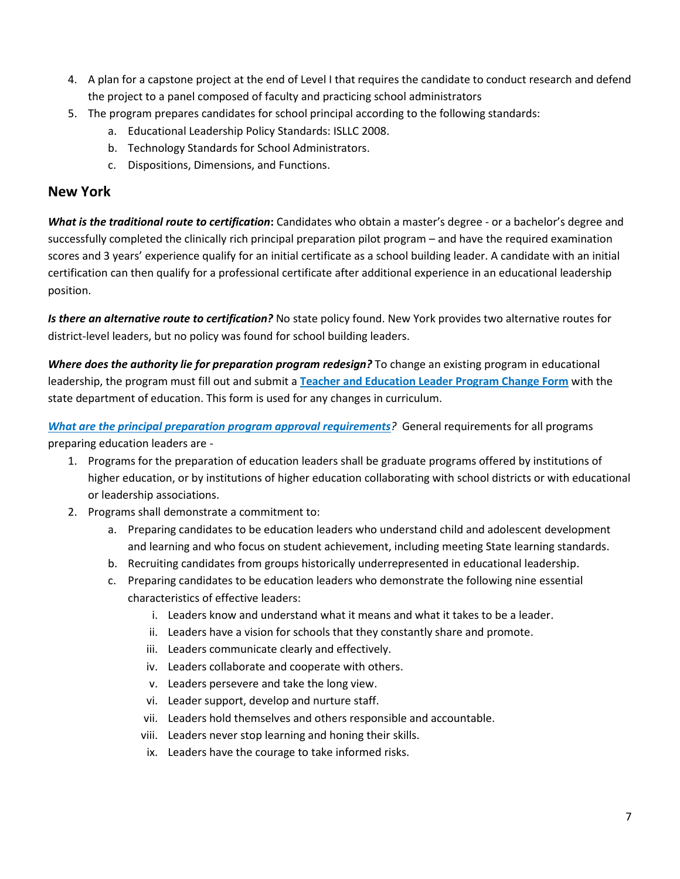4. A plan for a capstone project at the end of Level I that requires the candidate to conduct research and defend the project to a panel composed of faculty and practicing school administrators
5. The program prepares candidates for school principal according to the following standards:
    a. Educational Leadership Policy Standards: ISLLC 2008.
    b. Technology Standards for School Administrators.
    c. Dispositions, Dimensions, and Functions.

## New York

***What is the traditional route to certification*:** Candidates who obtain a master's degree - or a bachelor's degree and successfully completed the clinically rich principal preparation pilot program – and have the required examination scores and 3 years' experience qualify for an initial certificate as a school building leader. A candidate with an initial certification can then qualify for a professional certificate after additional experience in an educational leadership position.

***Is there an alternative route to certification?*** No state policy found. New York provides two alternative routes for district-level leaders, but no policy was found for school building leaders.

***Where does the authority lie for preparation program redesign?*** To change an existing program in educational leadership, the program must fill out and submit a **Teacher and Education Leader Program Change Form** with the state department of education. This form is used for any changes in curriculum.

***What are the principal preparation program approval requirements?*** General requirements for all programs preparing education leaders are -

1. Programs for the preparation of education leaders shall be graduate programs offered by institutions of higher education, or by institutions of higher education collaborating with school districts or with educational or leadership associations.
2. Programs shall demonstrate a commitment to:
    a. Preparing candidates to be education leaders who understand child and adolescent development and learning and who focus on student achievement, including meeting State learning standards.
    b. Recruiting candidates from groups historically underrepresented in educational leadership.
    c. Preparing candidates to be education leaders who demonstrate the following nine essential characteristics of effective leaders:
        i. Leaders know and understand what it means and what it takes to be a leader.
        ii. Leaders have a vision for schools that they constantly share and promote.
        iii. Leaders communicate clearly and effectively.
        iv. Leaders collaborate and cooperate with others.
        v. Leaders persevere and take the long view.
        vi. Leader support, develop and nurture staff.
        vii. Leaders hold themselves and others responsible and accountable.
        viii. Leaders never stop learning and honing their skills.
        ix. Leaders have the courage to take informed risks.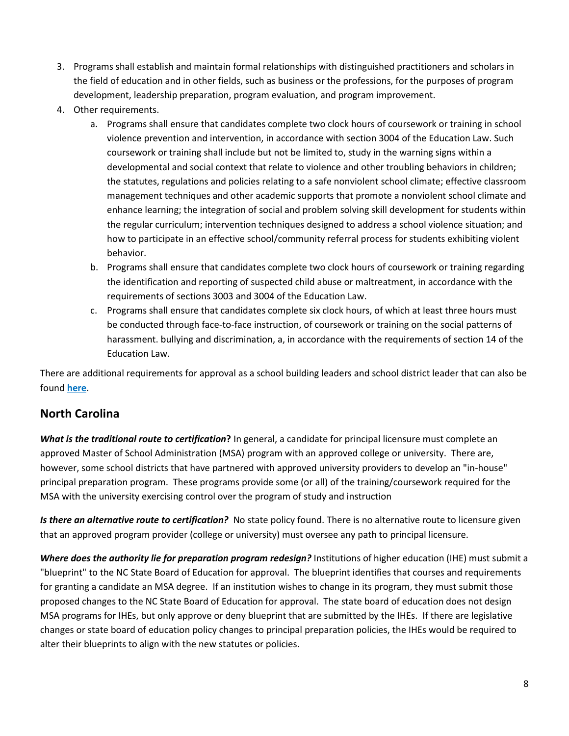3. Programs shall establish and maintain formal relationships with distinguished practitioners and scholars in the field of education and in other fields, such as business or the professions, for the purposes of program development, leadership preparation, program evaluation, and program improvement.
4. Other requirements.
    a. Programs shall ensure that candidates complete two clock hours of coursework or training in school violence prevention and intervention, in accordance with section 3004 of the Education Law. Such coursework or training shall include but not be limited to, study in the warning signs within a developmental and social context that relate to violence and other troubling behaviors in children; the statutes, regulations and policies relating to a safe nonviolent school climate; effective classroom management techniques and other academic supports that promote a nonviolent school climate and enhance learning; the integration of social and problem solving skill development for students within the regular curriculum; intervention techniques designed to address a school violence situation; and how to participate in an effective school/community referral process for students exhibiting violent behavior.
    b. Programs shall ensure that candidates complete two clock hours of coursework or training regarding the identification and reporting of suspected child abuse or maltreatment, in accordance with the requirements of sections 3003 and 3004 of the Education Law.
    c. Programs shall ensure that candidates complete six clock hours, of which at least three hours must be conducted through face-to-face instruction, of coursework or training on the social patterns of harassment. bullying and discrimination, a, in accordance with the requirements of section 14 of the Education Law.

There are additional requirements for approval as a school building leaders and school district leader that can also be found **here**.

## North Carolina

***What is the traditional route to certification*?** In general, a candidate for principal licensure must complete an approved Master of School Administration (MSA) program with an approved college or university. There are, however, some school districts that have partnered with approved university providers to develop an "in-house" principal preparation program. These programs provide some (or all) of the training/coursework required for the MSA with the university exercising control over the program of study and instruction

***Is there an alternative route to certification?*** No state policy found. There is no alternative route to licensure given that an approved program provider (college or university) must oversee any path to principal licensure.

***Where does the authority lie for preparation program redesign?*** Institutions of higher education (IHE) must submit a "blueprint" to the NC State Board of Education for approval. The blueprint identifies that courses and requirements for granting a candidate an MSA degree. If an institution wishes to change in its program, they must submit those proposed changes to the NC State Board of Education for approval. The state board of education does not design MSA programs for IHEs, but only approve or deny blueprint that are submitted by the IHEs. If there are legislative changes or state board of education policy changes to principal preparation policies, the IHEs would be required to alter their blueprints to align with the new statutes or policies.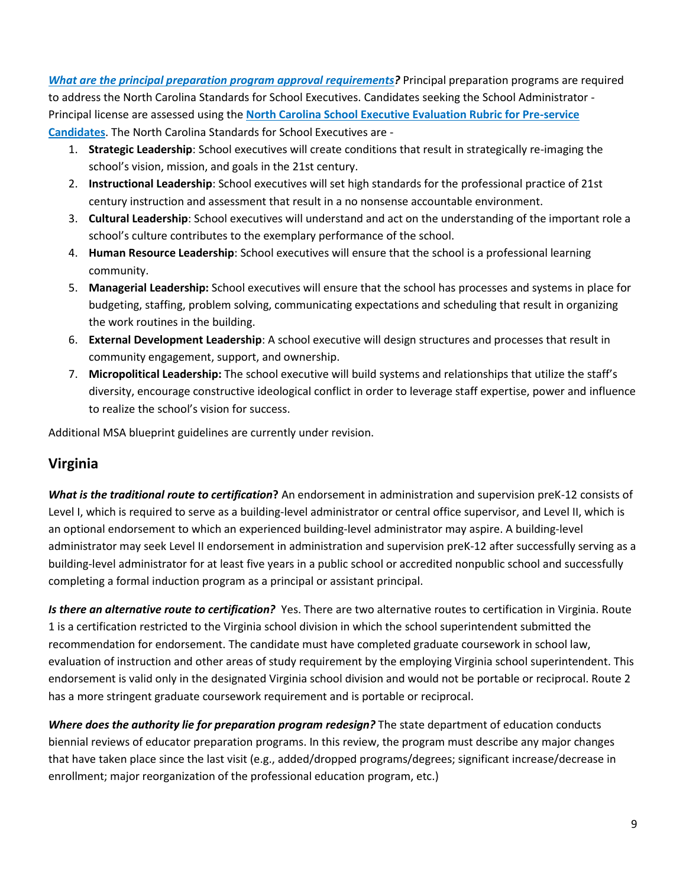***[What are the principal preparation program approval requirements](#)?*** Principal preparation programs are required to address the North Carolina Standards for School Executives. Candidates seeking the School Administrator - Principal license are assessed using the **[North Carolina School Executive Evaluation Rubric for Pre-service Candidates](#)**. The North Carolina Standards for School Executives are -

1. **Strategic Leadership**: School executives will create conditions that result in strategically re-imaging the school's vision, mission, and goals in the 21st century.
2. **Instructional Leadership**: School executives will set high standards for the professional practice of 21st century instruction and assessment that result in a no nonsense accountable environment.
3. **Cultural Leadership**: School executives will understand and act on the understanding of the important role a school's culture contributes to the exemplary performance of the school.
4. **Human Resource Leadership**: School executives will ensure that the school is a professional learning community.
5. **Managerial Leadership:** School executives will ensure that the school has processes and systems in place for budgeting, staffing, problem solving, communicating expectations and scheduling that result in organizing the work routines in the building.
6. **External Development Leadership**: A school executive will design structures and processes that result in community engagement, support, and ownership.
7. **Micropolitical Leadership:** The school executive will build systems and relationships that utilize the staff's diversity, encourage constructive ideological conflict in order to leverage staff expertise, power and influence to realize the school's vision for success.

Additional MSA blueprint guidelines are currently under revision.

## Virginia

***What is the traditional route to certification*?** An endorsement in administration and supervision preK-12 consists of Level I, which is required to serve as a building-level administrator or central office supervisor, and Level II, which is an optional endorsement to which an experienced building-level administrator may aspire. A building-level administrator may seek Level II endorsement in administration and supervision preK-12 after successfully serving as a building-level administrator for at least five years in a public school or accredited nonpublic school and successfully completing a formal induction program as a principal or assistant principal.

***Is there an alternative route to certification?*** Yes. There are two alternative routes to certification in Virginia. Route 1 is a certification restricted to the Virginia school division in which the school superintendent submitted the recommendation for endorsement. The candidate must have completed graduate coursework in school law, evaluation of instruction and other areas of study requirement by the employing Virginia school superintendent. This endorsement is valid only in the designated Virginia school division and would not be portable or reciprocal. Route 2 has a more stringent graduate coursework requirement and is portable or reciprocal.

***Where does the authority lie for preparation program redesign?*** The state department of education conducts biennial reviews of educator preparation programs. In this review, the program must describe any major changes that have taken place since the last visit (e.g., added/dropped programs/degrees; significant increase/decrease in enrollment; major reorganization of the professional education program, etc.)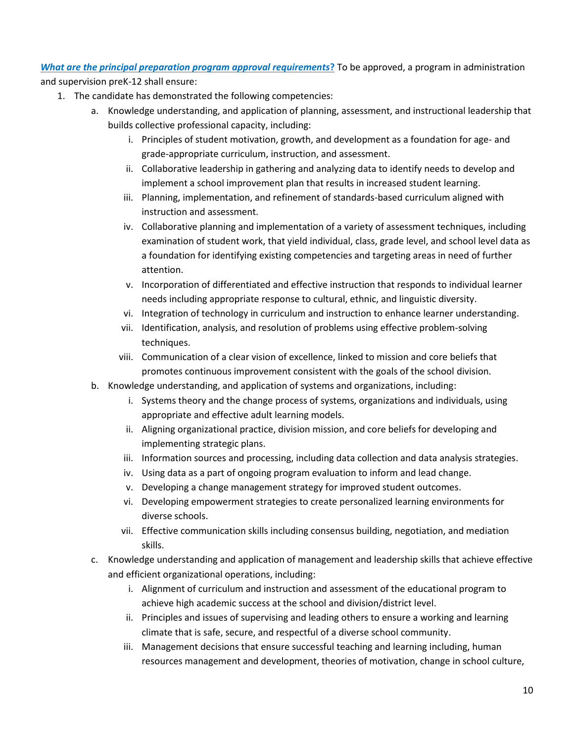***What are the principal preparation program approval requirements*?** To be approved, a program in administration and supervision preK-12 shall ensure:

1. The candidate has demonstrated the following competencies:
   a. Knowledge understanding, and application of planning, assessment, and instructional leadership that builds collective professional capacity, including:
      i. Principles of student motivation, growth, and development as a foundation for age- and grade-appropriate curriculum, instruction, and assessment.
      ii. Collaborative leadership in gathering and analyzing data to identify needs to develop and implement a school improvement plan that results in increased student learning.
      iii. Planning, implementation, and refinement of standards-based curriculum aligned with instruction and assessment.
      iv. Collaborative planning and implementation of a variety of assessment techniques, including examination of student work, that yield individual, class, grade level, and school level data as a foundation for identifying existing competencies and targeting areas in need of further attention.
      v. Incorporation of differentiated and effective instruction that responds to individual learner needs including appropriate response to cultural, ethnic, and linguistic diversity.
      vi. Integration of technology in curriculum and instruction to enhance learner understanding.
      vii. Identification, analysis, and resolution of problems using effective problem-solving techniques.
      viii. Communication of a clear vision of excellence, linked to mission and core beliefs that promotes continuous improvement consistent with the goals of the school division.

   b. Knowledge understanding, and application of systems and organizations, including:
      i. Systems theory and the change process of systems, organizations and individuals, using appropriate and effective adult learning models.
      ii. Aligning organizational practice, division mission, and core beliefs for developing and implementing strategic plans.
      iii. Information sources and processing, including data collection and data analysis strategies.
      iv. Using data as a part of ongoing program evaluation to inform and lead change.
      v. Developing a change management strategy for improved student outcomes.
      vi. Developing empowerment strategies to create personalized learning environments for diverse schools.
      vii. Effective communication skills including consensus building, negotiation, and mediation skills.

   c. Knowledge understanding and application of management and leadership skills that achieve effective and efficient organizational operations, including:
      i. Alignment of curriculum and instruction and assessment of the educational program to achieve high academic success at the school and division/district level.
      ii. Principles and issues of supervising and leading others to ensure a working and learning climate that is safe, secure, and respectful of a diverse school community.
      iii. Management decisions that ensure successful teaching and learning including, human resources management and development, theories of motivation, change in school culture,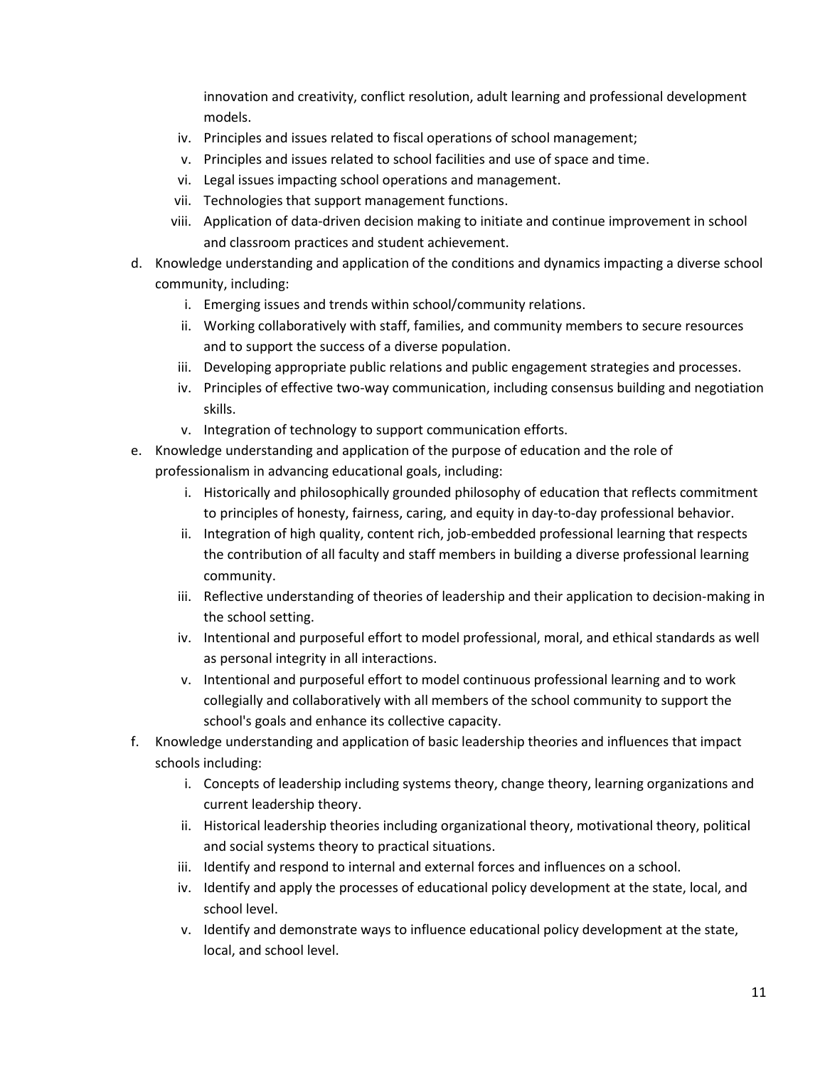innovation and creativity, conflict resolution, adult learning and professional development models.

   iv. Principles and issues related to fiscal operations of school management;
   v. Principles and issues related to school facilities and use of space and time.
   vi. Legal issues impacting school operations and management.
   vii. Technologies that support management functions.
   viii. Application of data-driven decision making to initiate and continue improvement in school and classroom practices and student achievement.

d. Knowledge understanding and application of the conditions and dynamics impacting a diverse school community, including:
   i. Emerging issues and trends within school/community relations.
   ii. Working collaboratively with staff, families, and community members to secure resources and to support the success of a diverse population.
   iii. Developing appropriate public relations and public engagement strategies and processes.
   iv. Principles of effective two-way communication, including consensus building and negotiation skills.
   v. Integration of technology to support communication efforts.

e. Knowledge understanding and application of the purpose of education and the role of professionalism in advancing educational goals, including:
   i. Historically and philosophically grounded philosophy of education that reflects commitment to principles of honesty, fairness, caring, and equity in day-to-day professional behavior.
   ii. Integration of high quality, content rich, job-embedded professional learning that respects the contribution of all faculty and staff members in building a diverse professional learning community.
   iii. Reflective understanding of theories of leadership and their application to decision-making in the school setting.
   iv. Intentional and purposeful effort to model professional, moral, and ethical standards as well as personal integrity in all interactions.
   v. Intentional and purposeful effort to model continuous professional learning and to work collegially and collaboratively with all members of the school community to support the school's goals and enhance its collective capacity.

f. Knowledge understanding and application of basic leadership theories and influences that impact schools including:
   i. Concepts of leadership including systems theory, change theory, learning organizations and current leadership theory.
   ii. Historical leadership theories including organizational theory, motivational theory, political and social systems theory to practical situations.
   iii. Identify and respond to internal and external forces and influences on a school.
   iv. Identify and apply the processes of educational policy development at the state, local, and school level.
   v. Identify and demonstrate ways to influence educational policy development at the state, local, and school level.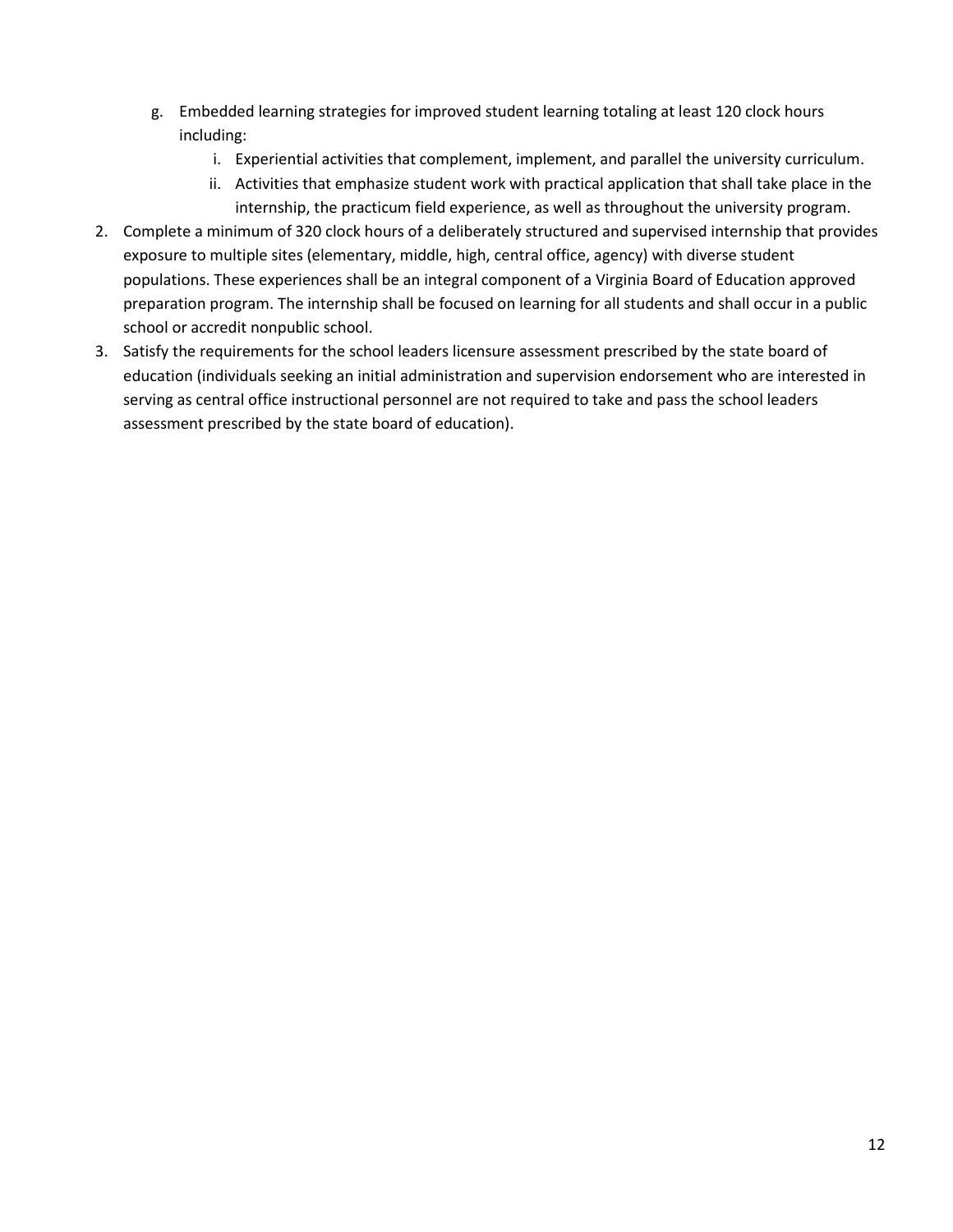g. Embedded learning strategies for improved student learning totaling at least 120 clock hours including:
      i. Experiential activities that complement, implement, and parallel the university curriculum.
      ii. Activities that emphasize student work with practical application that shall take place in the internship, the practicum field experience, as well as throughout the university program.
2. Complete a minimum of 320 clock hours of a deliberately structured and supervised internship that provides exposure to multiple sites (elementary, middle, high, central office, agency) with diverse student populations. These experiences shall be an integral component of a Virginia Board of Education approved preparation program. The internship shall be focused on learning for all students and shall occur in a public school or accredit nonpublic school.
3. Satisfy the requirements for the school leaders licensure assessment prescribed by the state board of education (individuals seeking an initial administration and supervision endorsement who are interested in serving as central office instructional personnel are not required to take and pass the school leaders assessment prescribed by the state board of education).